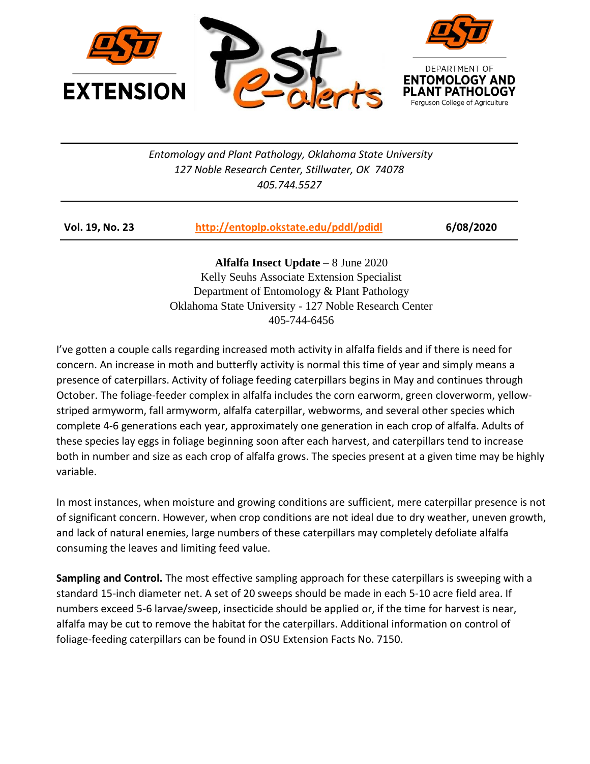EXTENSION

Pest e-alerts

DEPARTMENT OF ENTOMOLOGY AND PLANT PATHOLOGY
Ferguson College of Agriculture

*Entomology and Plant Pathology, Oklahoma State University*
*127 Noble Research Center, Stillwater, OK 74078*
*405.744.5527*

| **Vol. 19, No. 23** | **http://entoplp.okstate.edu/pddl/pdidl** | **6/08/2020** |
|---|---|---|

**Alfalfa Insect Update** – 8 June 2020
Kelly Seuhs Associate Extension Specialist
Department of Entomology & Plant Pathology
Oklahoma State University - 127 Noble Research Center
405-744-6456

I've gotten a couple calls regarding increased moth activity in alfalfa fields and if there is need for concern. An increase in moth and butterfly activity is normal this time of year and simply means a presence of caterpillars. Activity of foliage feeding caterpillars begins in May and continues through October. The foliage-feeder complex in alfalfa includes the corn earworm, green cloverworm, yellow-striped armyworm, fall armyworm, alfalfa caterpillar, webworms, and several other species which complete 4-6 generations each year, approximately one generation in each crop of alfalfa. Adults of these species lay eggs in foliage beginning soon after each harvest, and caterpillars tend to increase both in number and size as each crop of alfalfa grows. The species present at a given time may be highly variable.

In most instances, when moisture and growing conditions are sufficient, mere caterpillar presence is not of significant concern. However, when crop conditions are not ideal due to dry weather, uneven growth, and lack of natural enemies, large numbers of these caterpillars may completely defoliate alfalfa consuming the leaves and limiting feed value.

**Sampling and Control.** The most effective sampling approach for these caterpillars is sweeping with a standard 15-inch diameter net. A set of 20 sweeps should be made in each 5-10 acre field area. If numbers exceed 5-6 larvae/sweep, insecticide should be applied or, if the time for harvest is near, alfalfa may be cut to remove the habitat for the caterpillars. Additional information on control of foliage-feeding caterpillars can be found in OSU Extension Facts No. 7150.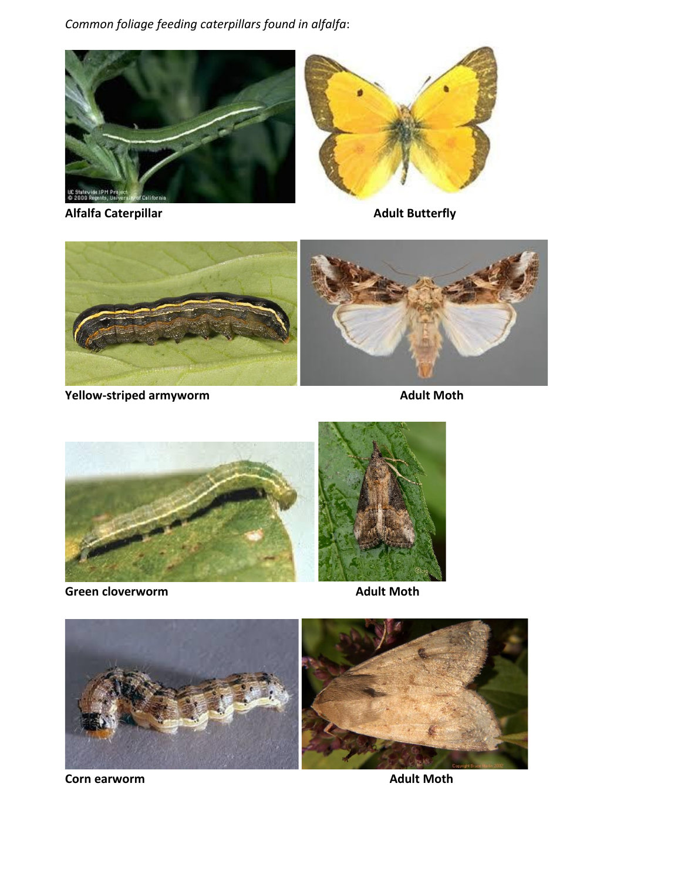*Common foliage feeding caterpillars found in alfalfa*:

**Alfalfa Caterpillar** **Adult Butterfly**

**Yellow-striped armyworm** **Adult Moth**

**Green cloverworm** **Adult Moth**

**Corn earworm** **Adult Moth**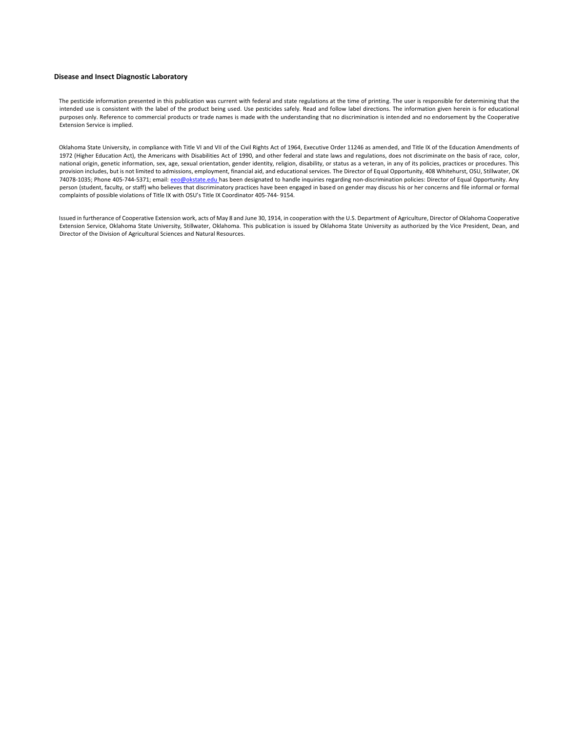**Disease and Insect Diagnostic Laboratory**

The pesticide information presented in this publication was current with federal and state regulations at the time of printing. The user is responsible for determining that the intended use is consistent with the label of the product being used. Use pesticides safely. Read and follow label directions. The information given herein is for educational purposes only. Reference to commercial products or trade names is made with the understanding that no discrimination is intended and no endorsement by the Cooperative Extension Service is implied.

Oklahoma State University, in compliance with Title VI and VII of the Civil Rights Act of 1964, Executive Order 11246 as amended, and Title IX of the Education Amendments of 1972 (Higher Education Act), the Americans with Disabilities Act of 1990, and other federal and state laws and regulations, does not discriminate on the basis of race, color, national origin, genetic information, sex, age, sexual orientation, gender identity, religion, disability, or status as a veteran, in any of its policies, practices or procedures. This provision includes, but is not limited to admissions, employment, financial aid, and educational services. The Director of Equal Opportunity, 408 Whitehurst, OSU, Stillwater, OK 74078-1035; Phone 405-744-5371; email: eeo@okstate.edu has been designated to handle inquiries regarding non-discrimination policies: Director of Equal Opportunity. Any person (student, faculty, or staff) who believes that discriminatory practices have been engaged in based on gender may discuss his or her concerns and file informal or formal complaints of possible violations of Title IX with OSU's Title IX Coordinator 405-744- 9154.

Issued in furtherance of Cooperative Extension work, acts of May 8 and June 30, 1914, in cooperation with the U.S. Department of Agriculture, Director of Oklahoma Cooperative Extension Service, Oklahoma State University, Stillwater, Oklahoma. This publication is issued by Oklahoma State University as authorized by the Vice President, Dean, and Director of the Division of Agricultural Sciences and Natural Resources.